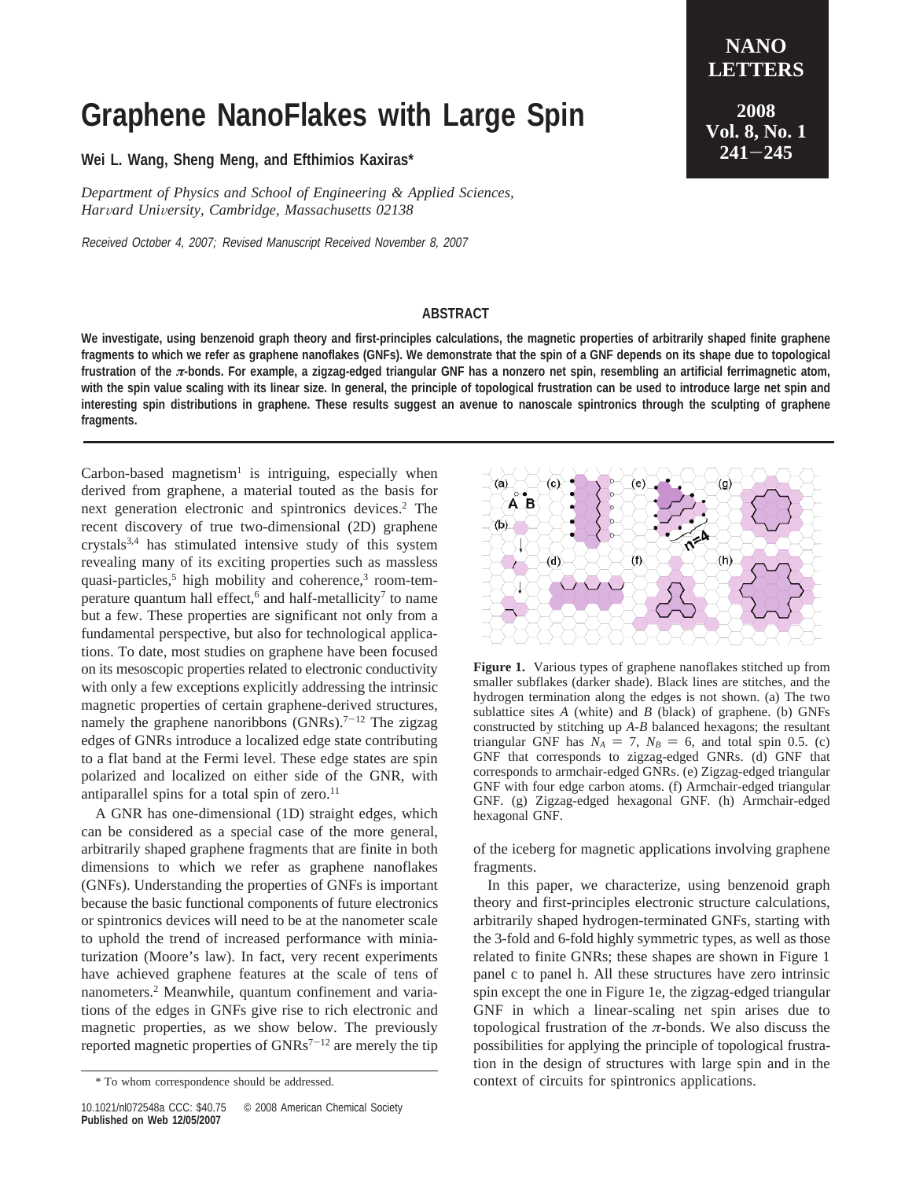# Graphene NanoFlakes with Large Spin

**Wei L. Wang, Sheng Meng, and Efthimios Kaxiras***

*Department of Physics and School of Engineering & Applied Sciences, Harvard University, Cambridge, Massachusetts 02138*

*Received October 4, 2007; Revised Manuscript Received November 8, 2007*

## ABSTRACT

**We investigate, using benzenoid graph theory and first-principles calculations, the magnetic properties of arbitrarily shaped finite graphene fragments to which we refer as graphene nanoflakes (GNFs). We demonstrate that the spin of a GNF depends on its shape due to topological frustration of the $\pi$-bonds. For example, a zigzag-edged triangular GNF has a nonzero net spin, resembling an artificial ferrimagnetic atom, with the spin value scaling with its linear size. In general, the principle of topological frustration can be used to introduce large net spin and interesting spin distributions in graphene. These results suggest an avenue to nanoscale spintronics through the sculpting of graphene fragments.**

Carbon-based magnetism[1] is intriguing, especially when derived from graphene, a material touted as the basis for next generation electronic and spintronics devices.[2] The recent discovery of true two-dimensional (2D) graphene crystals[3,4] has stimulated intensive study of this system revealing many of its exciting properties such as massless quasi-particles,[5] high mobility and coherence,[3] room-temperature quantum hall effect,[6] and half-metallicity[7] to name but a few. These properties are significant not only from a fundamental perspective, but also for technological applications. To date, most studies on graphene have been focused on its mesoscopic properties related to electronic conductivity with only a few exceptions explicitly addressing the intrinsic magnetic properties of certain graphene-derived structures, namely the graphene nanoribbons (GNRs).[7−12] The zigzag edges of GNRs introduce a localized edge state contributing to a flat band at the Fermi level. These edge states are spin polarized and localized on either side of the GNR, with antiparallel spins for a total spin of zero.[11]

A GNR has one-dimensional (1D) straight edges, which can be considered as a special case of the more general, arbitrarily shaped graphene fragments that are finite in both dimensions to which we refer as graphene nanoflakes (GNFs). Understanding the properties of GNFs is important because the basic functional components of future electronics or spintronics devices will need to be at the nanometer scale to uphold the trend of increased performance with miniaturization (Moore's law). In fact, very recent experiments have achieved graphene features at the scale of tens of nanometers.[2] Meanwhile, quantum confinement and variations of the edges in GNFs give rise to rich electronic and magnetic properties, as we show below. The previously reported magnetic properties of GNRs[7−12] are merely the tip of the iceberg for magnetic applications involving graphene fragments.

**Figure 1.** Various types of graphene nanoflakes stitched up from smaller subflakes (darker shade). Black lines are stitches, and the hydrogen termination along the edges is not shown. (a) The two sublattice sites *A* (white) and *B* (black) of graphene. (b) GNFs constructed by stitching up *A*-*B* balanced hexagons; the resultant triangular GNF has $N_A = 7$, $N_B = 6$, and total spin 0.5. (c) GNF that corresponds to zigzag-edged GNRs. (d) GNF that corresponds to armchair-edged GNRs. (e) Zigzag-edged triangular GNF with four edge carbon atoms. (f) Armchair-edged triangular GNF. (g) Zigzag-edged hexagonal GNF. (h) Armchair-edged hexagonal GNF.

In this paper, we characterize, using benzenoid graph theory and first-principles electronic structure calculations, arbitrarily shaped hydrogen-terminated GNFs, starting with the 3-fold and 6-fold highly symmetric types, as well as those related to finite GNRs; these shapes are shown in Figure 1 panel c to panel h. All these structures have zero intrinsic spin except the one in Figure 1e, the zigzag-edged triangular GNF in which a linear-scaling net spin arises due to topological frustration of the $\pi$-bonds. We also discuss the possibilities for applying the principle of topological frustration in the design of structures with large spin and in the context of circuits for spintronics applications.

* To whom correspondence should be addressed.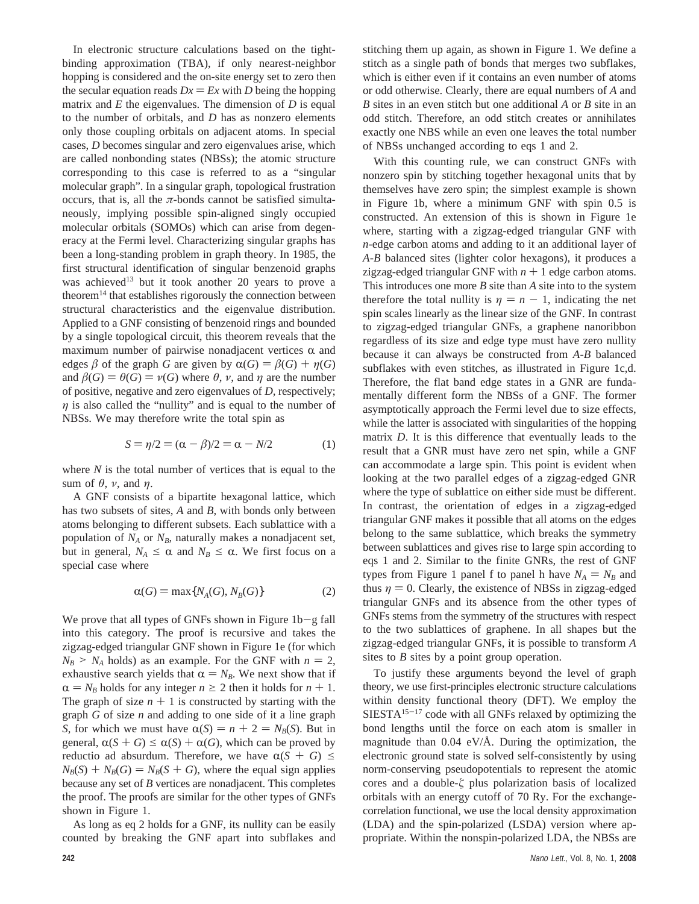In electronic structure calculations based on the tight-binding approximation (TBA), if only nearest-neighbor hopping is considered and the on-site energy set to zero then the secular equation reads $Dx = Ex$ with $D$ being the hopping matrix and $E$ the eigenvalues. The dimension of $D$ is equal to the number of orbitals, and $D$ has as nonzero elements only those coupling orbitals on adjacent atoms. In special cases, $D$ becomes singular and zero eigenvalues arise, which are called nonbonding states (NBSs); the atomic structure corresponding to this case is referred to as a "singular molecular graph". In a singular graph, topological frustration occurs, that is, all the $\pi$-bonds cannot be satisfied simultaneously, implying possible spin-aligned singly occupied molecular orbitals (SOMOs) which can arise from degeneracy at the Fermi level. Characterizing singular graphs has been a long-standing problem in graph theory. In 1985, the first structural identification of singular benzenoid graphs was achieved[13] but it took another 20 years to prove a theorem[14] that establishes rigorously the connection between structural characteristics and the eigenvalue distribution. Applied to a GNF consisting of benzenoid rings and bounded by a single topological circuit, this theorem reveals that the maximum number of pairwise nonadjacent vertices $\alpha$ and edges $\beta$ of the graph $G$ are given by $\alpha(G) = \beta(G) + \eta(G)$ and $\beta(G) = \theta(G) = \nu(G)$ where $\theta$, $\nu$, and $\eta$ are the number of positive, negative and zero eigenvalues of $D$, respectively; $\eta$ is also called the "nullity" and is equal to the number of NBSs. We may therefore write the total spin as

$$S = \eta/2 = (\alpha - \beta)/2 = \alpha - N/2 \tag{1}$$

where $N$ is the total number of vertices that is equal to the sum of $\theta$, $\nu$, and $\eta$.

A GNF consists of a bipartite hexagonal lattice, which has two subsets of sites, $A$ and $B$, with bonds only between atoms belonging to different subsets. Each sublattice with a population of $N_A$ or $N_B$, naturally makes a nonadjacent set, but in general, $N_A \leq \alpha$ and $N_B \leq \alpha$. We first focus on a special case where

$$\alpha(G) = \max\{N_A(G), N_B(G)\} \tag{2}$$

We prove that all types of GNFs shown in Figure 1b−g fall into this category. The proof is recursive and takes the zigzag-edged triangular GNF shown in Figure 1e (for which $N_B > N_A$ holds) as an example. For the GNF with $n = 2$, exhaustive search yields that $\alpha = N_B$. We next show that if $\alpha = N_B$ holds for any integer $n \geq 2$ then it holds for $n + 1$. The graph of size $n + 1$ is constructed by starting with the graph $G$ of size $n$ and adding to one side of it a line graph $S$, for which we must have $\alpha(S) = n + 2 = N_B(S)$. But in general, $\alpha(S + G) \leq \alpha(S) + \alpha(G)$, which can be proved by reductio ad absurdum. Therefore, we have $\alpha(S + G) \leq N_B(S) + N_B(G) = N_B(S + G)$, where the equal sign applies because any set of $B$ vertices are nonadjacent. This completes the proof. The proofs are similar for the other types of GNFs shown in Figure 1.

As long as eq 2 holds for a GNF, its nullity can be easily counted by breaking the GNF apart into subflakes and stitching them up again, as shown in Figure 1. We define a stitch as a single path of bonds that merges two subflakes, which is either even if it contains an even number of atoms or odd otherwise. Clearly, there are equal numbers of $A$ and $B$ sites in an even stitch but one additional $A$ or $B$ site in an odd stitch. Therefore, an odd stitch creates or annihilates exactly one NBS while an even one leaves the total number of NBSs unchanged according to eqs 1 and 2.

With this counting rule, we can construct GNFs with nonzero spin by stitching together hexagonal units that by themselves have zero spin; the simplest example is shown in Figure 1b, where a minimum GNF with spin 0.5 is constructed. An extension of this is shown in Figure 1e where, starting with a zigzag-edged triangular GNF with $n$-edge carbon atoms and adding to it an additional layer of $A$-$B$ balanced sites (lighter color hexagons), it produces a zigzag-edged triangular GNF with $n + 1$ edge carbon atoms. This introduces one more $B$ site than $A$ site into to the system therefore the total nullity is $\eta = n - 1$, indicating the net spin scales linearly as the linear size of the GNF. In contrast to zigzag-edged triangular GNFs, a graphene nanoribbon regardless of its size and edge type must have zero nullity because it can always be constructed from $A$-$B$ balanced subflakes with even stitches, as illustrated in Figure 1c,d. Therefore, the flat band edge states in a GNR are fundamentally different form the NBSs of a GNF. The former asymptotically approach the Fermi level due to size effects, while the latter is associated with singularities of the hopping matrix $D$. It is this difference that eventually leads to the result that a GNR must have zero net spin, while a GNF can accommodate a large spin. This point is evident when looking at the two parallel edges of a zigzag-edged GNR where the type of sublattice on either side must be different. In contrast, the orientation of edges in a zigzag-edged triangular GNF makes it possible that all atoms on the edges belong to the same sublattice, which breaks the symmetry between sublattices and gives rise to large spin according to eqs 1 and 2. Similar to the finite GNRs, the rest of GNF types from Figure 1 panel f to panel h have $N_A = N_B$ and thus $\eta = 0$. Clearly, the existence of NBSs in zigzag-edged triangular GNFs and its absence from the other types of GNFs stems from the symmetry of the structures with respect to the two sublattices of graphene. In all shapes but the zigzag-edged triangular GNFs, it is possible to transform $A$ sites to $B$ sites by a point group operation.

To justify these arguments beyond the level of graph theory, we use first-principles electronic structure calculations within density functional theory (DFT). We employ the SIESTA[15−17] code with all GNFs relaxed by optimizing the bond lengths until the force on each atom is smaller in magnitude than 0.04 eV/Å. During the optimization, the electronic ground state is solved self-consistently by using norm-conserving pseudopotentials to represent the atomic cores and a double-$\zeta$ plus polarization basis of localized orbitals with an energy cutoff of 70 Ry. For the exchange-correlation functional, we use the local density approximation (LDA) and the spin-polarized (LSDA) version where appropriate. Within the nonspin-polarized LDA, the NBSs are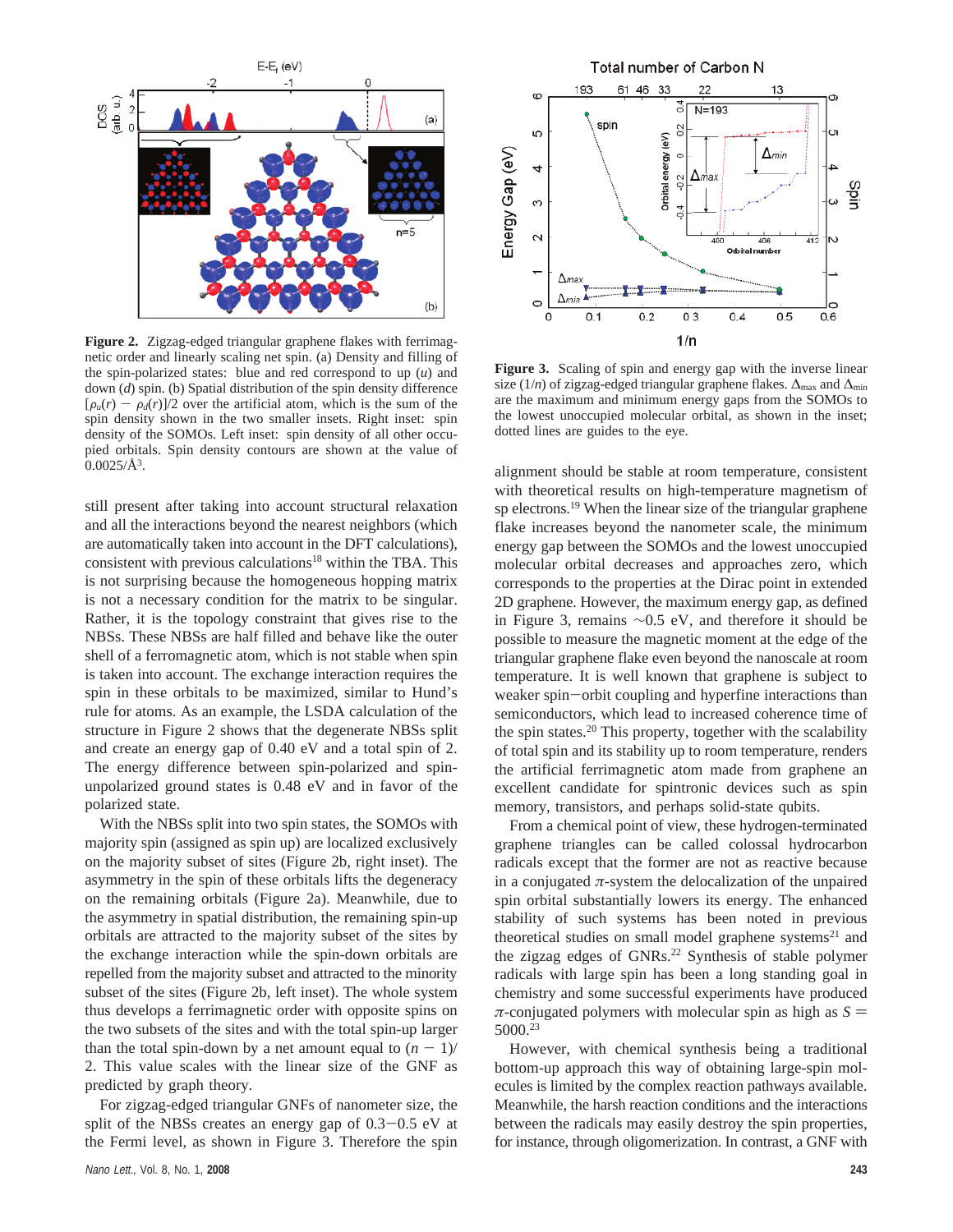**Figure 2.** Zigzag-edged triangular graphene flakes with ferrimagnetic order and linearly scaling net spin. (a) Density and filling of the spin-polarized states: blue and red correspond to up ($u$) and down ($d$) spin. (b) Spatial distribution of the spin density difference $[\rho_u(r) - \rho_d(r)]/2$ over the artificial atom, which is the sum of the spin density shown in the two smaller insets. Right inset: spin density of the SOMOs. Left inset: spin density of all other occupied orbitals. Spin density contours are shown at the value of 0.0025/Å$^3$.

**Figure 3.** Scaling of spin and energy gap with the inverse linear size ($1/n$) of zigzag-edged triangular graphene flakes. $\Delta_{max}$ and $\Delta_{min}$ are the maximum and minimum energy gaps from the SOMOs to the lowest unoccupied molecular orbital, as shown in the inset; dotted lines are guides to the eye.

still present after taking into account structural relaxation and all the interactions beyond the nearest neighbors (which are automatically taken into account in the DFT calculations), consistent with previous calculations[18] within the TBA. This is not surprising because the homogeneous hopping matrix is not a necessary condition for the matrix to be singular. Rather, it is the topology constraint that gives rise to the NBSs. These NBSs are half filled and behave like the outer shell of a ferromagnetic atom, which is not stable when spin is taken into account. The exchange interaction requires the spin in these orbitals to be maximized, similar to Hund's rule for atoms. As an example, the LSDA calculation of the structure in Figure 2 shows that the degenerate NBSs split and create an energy gap of 0.40 eV and a total spin of 2. The energy difference between spin-polarized and spin-unpolarized ground states is 0.48 eV and in favor of the polarized state.

With the NBSs split into two spin states, the SOMOs with majority spin (assigned as spin up) are localized exclusively on the majority subset of sites (Figure 2b, right inset). The asymmetry in the spin of these orbitals lifts the degeneracy on the remaining orbitals (Figure 2a). Meanwhile, due to the asymmetry in spatial distribution, the remaining spin-up orbitals are attracted to the majority subset of the sites by the exchange interaction while the spin-down orbitals are repelled from the majority subset and attracted to the minority subset of the sites (Figure 2b, left inset). The whole system thus develops a ferrimagnetic order with opposite spins on the two subsets of the sites and with the total spin-up larger than the total spin-down by a net amount equal to $(n - 1)/2$. This value scales with the linear size of the GNF as predicted by graph theory.

For zigzag-edged triangular GNFs of nanometer size, the split of the NBSs creates an energy gap of 0.3−0.5 eV at the Fermi level, as shown in Figure 3. Therefore the spin alignment should be stable at room temperature, consistent with theoretical results on high-temperature magnetism of sp electrons.[19] When the linear size of the triangular graphene flake increases beyond the nanometer scale, the minimum energy gap between the SOMOs and the lowest unoccupied molecular orbital decreases and approaches zero, which corresponds to the properties at the Dirac point in extended 2D graphene. However, the maximum energy gap, as defined in Figure 3, remains ~0.5 eV, and therefore it should be possible to measure the magnetic moment at the edge of the triangular graphene flake even beyond the nanoscale at room temperature. It is well known that graphene is subject to weaker spin−orbit coupling and hyperfine interactions than semiconductors, which lead to increased coherence time of the spin states.[20] This property, together with the scalability of total spin and its stability up to room temperature, renders the artificial ferrimagnetic atom made from graphene an excellent candidate for spintronic devices such as spin memory, transistors, and perhaps solid-state qubits.

From a chemical point of view, these hydrogen-terminated graphene triangles can be called colossal hydrocarbon radicals except that the former are not as reactive because in a conjugated $\pi$-system the delocalization of the unpaired spin orbital substantially lowers its energy. The enhanced stability of such systems has been noted in previous theoretical studies on small model graphene systems[21] and the zigzag edges of GNRs.[22] Synthesis of stable polymer radicals with large spin has been a long standing goal in chemistry and some successful experiments have produced $\pi$-conjugated polymers with molecular spin as high as $S = 5000$.[23]

However, with chemical synthesis being a traditional bottom-up approach this way of obtaining large-spin molecules is limited by the complex reaction pathways available. Meanwhile, the harsh reaction conditions and the interactions between the radicals may easily destroy the spin properties, for instance, through oligomerization. In contrast, a GNF with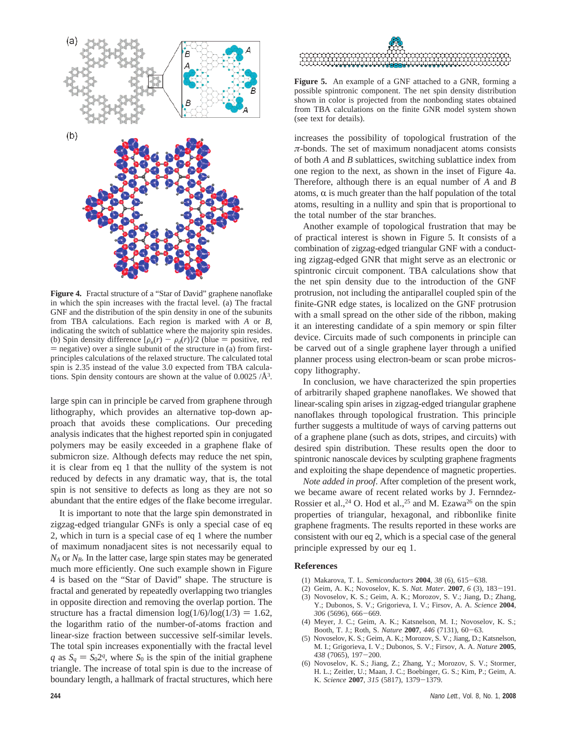**Figure 4.** Fractal structure of a "Star of David" graphene nanoflake in which the spin increases with the fractal level. (a) The fractal GNF and the distribution of the spin density in one of the subunits from TBA calculations. Each region is marked with *A* or *B*, indicating the switch of sublattice where the majority spin resides. (b) Spin density difference $[\rho_u(r) - \rho_d(r)]/2$ (blue = positive, red = negative) over a single subunit of the structure in (a) from first-principles calculations of the relaxed structure. The calculated total spin is 2.35 instead of the value 3.0 expected from TBA calculations. Spin density contours are shown at the value of 0.0025 /Å$^3$.

large spin can in principle be carved from graphene through lithography, which provides an alternative top-down approach that avoids these complications. Our preceding analysis indicates that the highest reported spin in conjugated polymers may be easily exceeded in a graphene flake of submicron size. Although defects may reduce the net spin, it is clear from eq 1 that the nullity of the system is not reduced by defects in any dramatic way, that is, the total spin is not sensitive to defects as long as they are not so abundant that the entire edges of the flake become irregular.

It is important to note that the large spin demonstrated in zigzag-edged triangular GNFs is only a special case of eq 2, which in turn is a special case of eq 1 where the number of maximum nonadjacent sites is not necessarily equal to $N_A$ or $N_B$. In the latter case, large spin states may be generated much more efficiently. One such example shown in Figure 4 is based on the "Star of David" shape. The structure is fractal and generated by repeatedly overlapping two triangles in opposite direction and removing the overlap portion. The structure has a fractal dimension $\log(1/6)/\log(1/3) = 1.62$, the logarithm ratio of the number-of-atoms fraction and linear-size fraction between successive self-similar levels. The total spin increases exponentially with the fractal level $q$ as $S_q = S_0 2^q$, where $S_0$ is the spin of the initial graphene triangle. The increase of total spin is due to the increase of boundary length, a hallmark of fractal structures, which here increases the possibility of topological frustration of the $\pi$-bonds. The set of maximum nonadjacent atoms consists of both *A* and *B* sublattices, switching sublattice index from one region to the next, as shown in the inset of Figure 4a. Therefore, although there is an equal number of *A* and *B* atoms, $\alpha$ is much greater than the half population of the total atoms, resulting in a nullity and spin that is proportional to the total number of the star branches.

**Figure 5.** An example of a GNF attached to a GNR, forming a possible spintronic component. The net spin density distribution shown in color is projected from the nonbonding states obtained from TBA calculations on the finite GNR model system shown (see text for details).

Another example of topological frustration that may be of practical interest is shown in Figure 5. It consists of a combination of zigzag-edged triangular GNF with a conducting zigzag-edged GNR that might serve as an electronic or spintronic circuit component. TBA calculations show that the net spin density due to the introduction of the GNF protrusion, not including the antiparallel coupled spin of the finite-GNR edge states, is localized on the GNF protrusion with a small spread on the other side of the ribbon, making it an interesting candidate of a spin memory or spin filter device. Circuits made of such components in principle can be carved out of a single graphene layer through a unified planner process using electron-beam or scan probe microscopy lithography.

In conclusion, we have characterized the spin properties of arbitrarily shaped graphene nanoflakes. We showed that linear-scaling spin arises in zigzag-edged triangular graphene nanoflakes through topological frustration. This principle further suggests a multitude of ways of carving patterns out of a graphene plane (such as dots, stripes, and circuits) with desired spin distribution. These results open the door to spintronic nanoscale devices by sculpting graphene fragments and exploiting the shape dependence of magnetic properties.

*Note added in proof.* After completion of the present work, we became aware of recent related works by J. Fernndez-Rossier et al.,[24] O. Hod et al.,[25] and M. Ezawa[26] on the spin properties of triangular, hexagonal, and ribbonlike finite graphene fragments. The results reported in these works are consistent with our eq 2, which is a special case of the general principle expressed by our eq 1.

## References

(1) Makarova, T. L. *Semiconductors* **2004**, *38* (6), 615−638.
(2) Geim, A. K.; Novoselov, K. S. *Nat. Mater.* **2007**, *6* (3), 183−191.
(3) Novoselov, K. S.; Geim, A. K.; Morozov, S. V.; Jiang, D.; Zhang, Y.; Dubonos, S. V.; Grigorieva, I. V.; Firsov, A. A. *Science* **2004**, *306* (5696), 666−669.
(4) Meyer, J. C.; Geim, A. K.; Katsnelson, M. I.; Novoselov, K. S.; Booth, T. J.; Roth, S. *Nature* **2007**, *446* (7131), 60−63.
(5) Novoselov, K. S.; Geim, A. K.; Morozov, S. V.; Jiang, D.; Katsnelson, M. I.; Grigorieva, I. V.; Dubonos, S. V.; Firsov, A. A. *Nature* **2005**, *438* (7065), 197−200.
(6) Novoselov, K. S.; Jiang, Z.; Zhang, Y.; Morozov, S. V.; Stormer, H. L.; Zeitler, U.; Maan, J. C.; Boebinger, G. S.; Kim, P.; Geim, A. K. *Science* **2007**, *315* (5817), 1379−1379.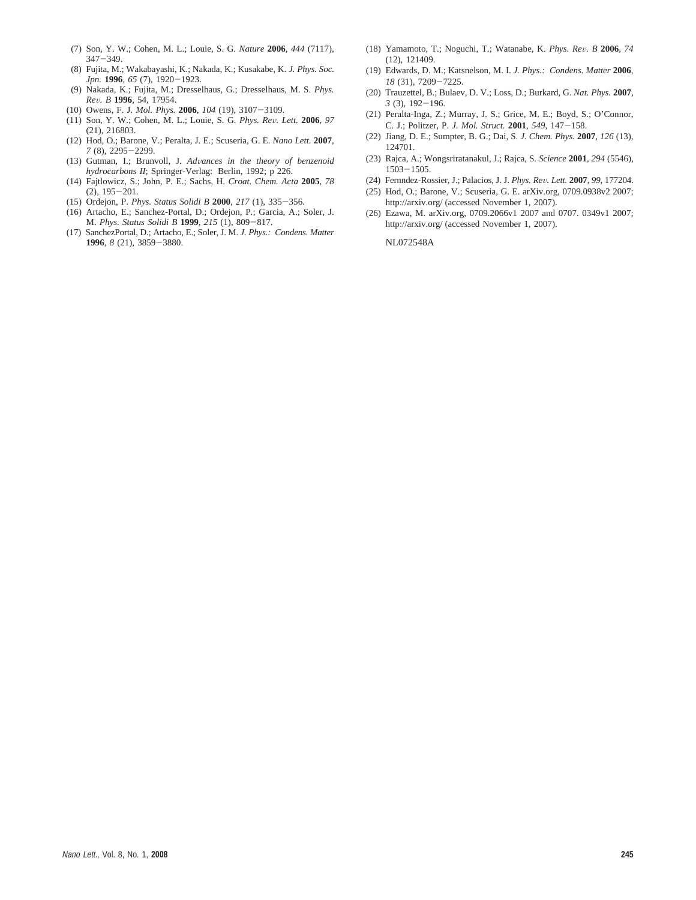(7) Son, Y. W.; Cohen, M. L.; Louie, S. G. *Nature* **2006**, *444* (7117), 347−349.

(8) Fujita, M.; Wakabayashi, K.; Nakada, K.; Kusakabe, K. *J. Phys. Soc. Jpn.* **1996**, *65* (7), 1920−1923.

(9) Nakada, K.; Fujita, M.; Dresselhaus, G.; Dresselhaus, M. S. *Phys. Rev. B* **1996**, 54, 17954.

(10) Owens, F. J. *Mol. Phys.* **2006**, *104* (19), 3107−3109.

(11) Son, Y. W.; Cohen, M. L.; Louie, S. G. *Phys. Rev. Lett.* **2006**, *97* (21), 216803.

(12) Hod, O.; Barone, V.; Peralta, J. E.; Scuseria, G. E. *Nano Lett.* **2007**, *7* (8), 2295−2299.

(13) Gutman, I.; Brunvoll, J. *Advances in the theory of benzenoid hydrocarbons II*; Springer-Verlag: Berlin, 1992; p 226.

(14) Fajtlowicz, S.; John, P. E.; Sachs, H. *Croat. Chem. Acta* **2005**, *78* (2), 195−201.

(15) Ordejon, P. *Phys. Status Solidi B* **2000**, *217* (1), 335−356.

(16) Artacho, E.; Sanchez-Portal, D.; Ordejon, P.; Garcia, A.; Soler, J. M. *Phys. Status Solidi B* **1999**, *215* (1), 809−817.

(17) SanchezPortal, D.; Artacho, E.; Soler, J. M. *J. Phys.: Condens. Matter* **1996**, *8* (21), 3859−3880.

(18) Yamamoto, T.; Noguchi, T.; Watanabe, K. *Phys. Rev. B* **2006**, *74* (12), 121409.

(19) Edwards, D. M.; Katsnelson, M. I. *J. Phys.: Condens. Matter* **2006**, *18* (31), 7209−7225.

(20) Trauzettel, B.; Bulaev, D. V.; Loss, D.; Burkard, G. *Nat. Phys.* **2007**, *3* (3), 192−196.

(21) Peralta-Inga, Z.; Murray, J. S.; Grice, M. E.; Boyd, S.; O'Connor, C. J.; Politzer, P. *J. Mol. Struct.* **2001**, *549*, 147−158.

(22) Jiang, D. E.; Sumpter, B. G.; Dai, S. *J. Chem. Phys.* **2007**, *126* (13), 124701.

(23) Rajca, A.; Wongsriratanakul, J.; Rajca, S. *Science* **2001**, *294* (5546), 1503−1505.

(24) Fernndez-Rossier, J.; Palacios, J. J. *Phys. Rev. Lett.* **2007**, *99*, 177204.

(25) Hod, O.; Barone, V.; Scuseria, G. E. arXiv.org, 0709.0938v2 2007; http://arxiv.org/ (accessed November 1, 2007).

(26) Ezawa, M. arXiv.org, 0709.2066v1 2007 and 0707. 0349v1 2007; http://arxiv.org/ (accessed November 1, 2007).

NL072548A